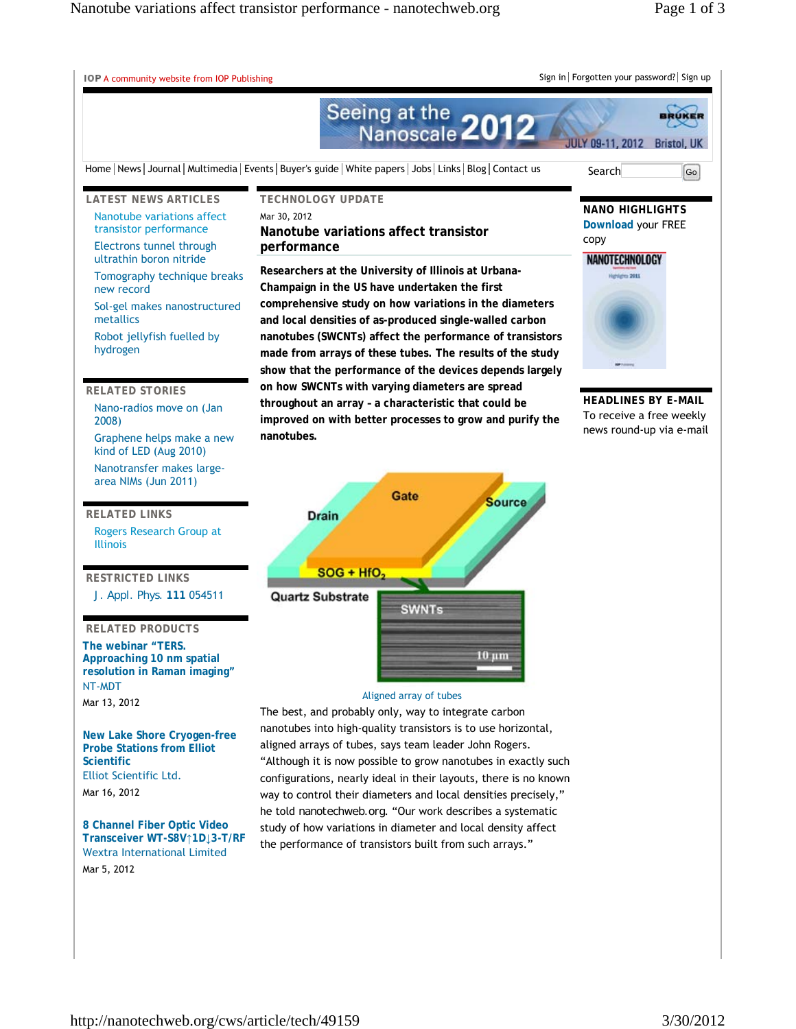IOP A community website from IOP Publishing

Sign in | Forgotten your password? | Sign up

Home | News | Journal | Multimedia | Events | Buyer's guide | White papers | Jobs | Links | Blog | Contact us

Search Go

## LATEST NEWS ARTICLES

- Nanotube variations affect transistor performance
- Electrons tunnel through ultrathin boron nitride
- Tomography technique breaks new record
- Sol-gel makes nanostructured metallics
- Robot jellyfish fuelled by hydrogen

## RELATED STORIES

- Nano-radios move on (Jan 2008)
- Graphene helps make a new kind of LED (Aug 2010)
- Nanotransfer makes large-area NIMs (Jun 2011)

## RELATED LINKS

- Rogers Research Group at Illinois

## RESTRICTED LINKS

- J. Appl. Phys. **111** 054511

## RELATED PRODUCTS

**The webinar "TERS. Approaching 10 nm spatial resolution in Raman imaging"**
NT-MDT
Mar 13, 2012

**New Lake Shore Cryogen-free Probe Stations from Elliot Scientific**
Elliot Scientific Ltd.
Mar 16, 2012

**8 Channel Fiber Optic Video Transceiver WT-S8V↑1D↓3-T/RF**
Wextra International Limited
Mar 5, 2012

## TECHNOLOGY UPDATE

Mar 30, 2012

# Nanotube variations affect transistor performance

**Researchers at the University of Illinois at Urbana-Champaign in the US have undertaken the first comprehensive study on how variations in the diameters and local densities of as-produced single-walled carbon nanotubes (SWCNTs) affect the performance of transistors made from arrays of these tubes. The results of the study show that the performance of the devices depends largely on how SWCNTs with varying diameters are spread throughout an array – a characteristic that could be improved on with better processes to grow and purify the nanotubes.**

Aligned array of tubes

The best, and probably only, way to integrate carbon nanotubes into high-quality transistors is to use horizontal, aligned arrays of tubes, says team leader John Rogers. "Although it is now possible to grow nanotubes in exactly such configurations, nearly ideal in their layouts, there is no known way to control their diameters and local densities precisely," he told nanotechweb.org. "Our work describes a systematic study of how variations in diameter and local density affect the performance of transistors built from such arrays."

## NANO HIGHLIGHTS

**Download** your FREE copy

## HEADLINES BY E-MAIL

To receive a free weekly news round-up via e-mail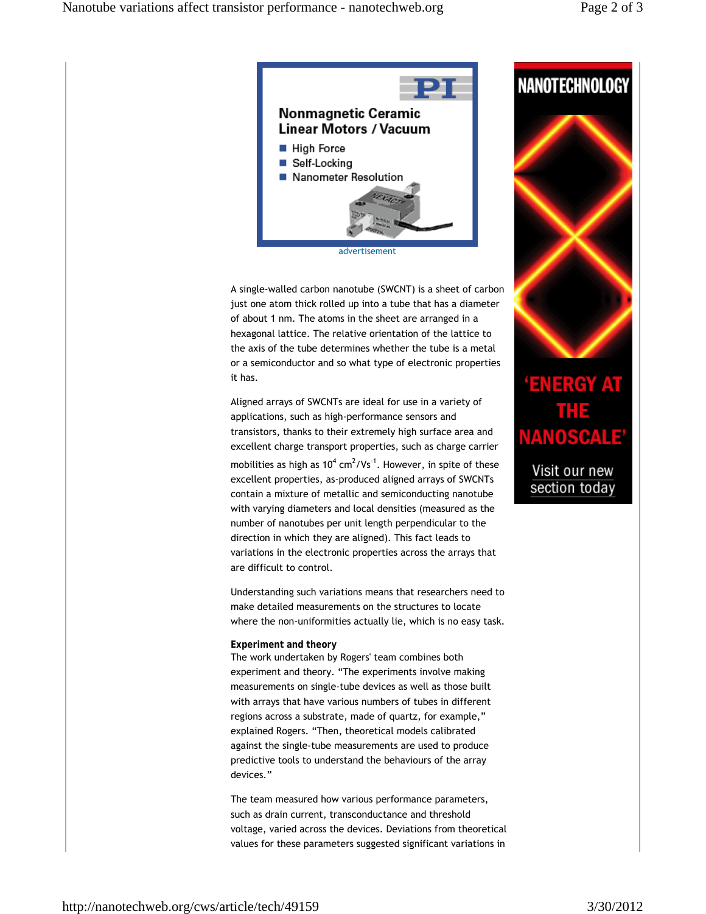A single-walled carbon nanotube (SWCNT) is a sheet of carbon just one atom thick rolled up into a tube that has a diameter of about 1 nm. The atoms in the sheet are arranged in a hexagonal lattice. The relative orientation of the lattice to the axis of the tube determines whether the tube is a metal or a semiconductor and so what type of electronic properties it has.

Aligned arrays of SWCNTs are ideal for use in a variety of applications, such as high-performance sensors and transistors, thanks to their extremely high surface area and excellent charge transport properties, such as charge carrier mobilities as high as $10^4$ $cm^2/Vs^{-1}$. However, in spite of these excellent properties, as-produced aligned arrays of SWCNTs contain a mixture of metallic and semiconducting nanotube with varying diameters and local densities (measured as the number of nanotubes per unit length perpendicular to the direction in which they are aligned). This fact leads to variations in the electronic properties across the arrays that are difficult to control.

Understanding such variations means that researchers need to make detailed measurements on the structures to locate where the non-uniformities actually lie, which is no easy task.

**Experiment and theory**

The work undertaken by Rogers' team combines both experiment and theory. "The experiments involve making measurements on single-tube devices as well as those built with arrays that have various numbers of tubes in different regions across a substrate, made of quartz, for example," explained Rogers. "Then, theoretical models calibrated against the single-tube measurements are used to produce predictive tools to understand the behaviours of the array devices."

The team measured how various performance parameters, such as drain current, transconductance and threshold voltage, varied across the devices. Deviations from theoretical values for these parameters suggested significant variations in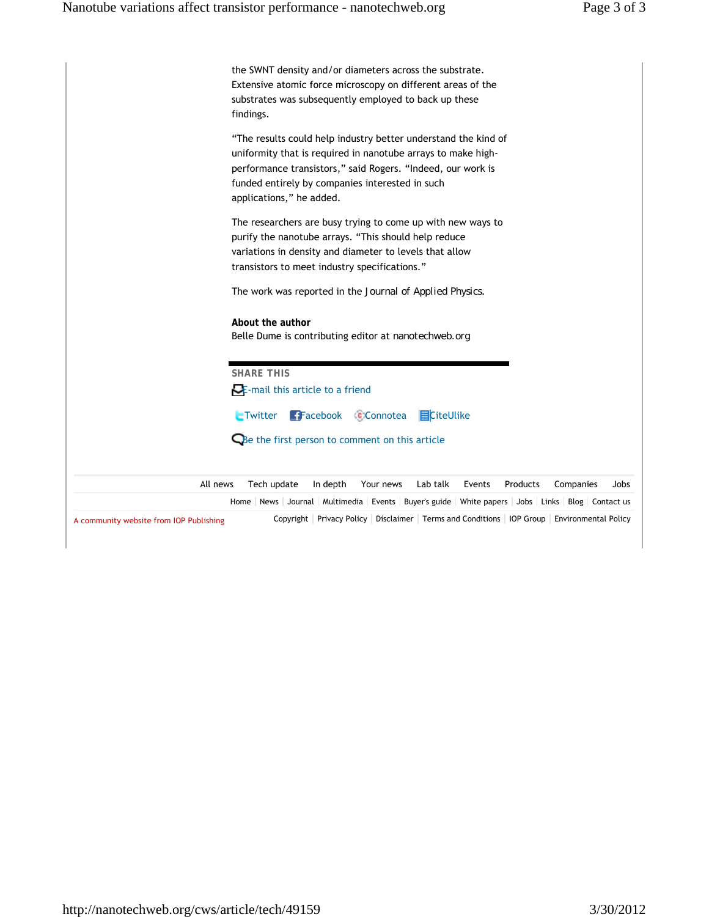the SWNT density and/or diameters across the substrate. Extensive atomic force microscopy on different areas of the substrates was subsequently employed to back up these findings.

"The results could help industry better understand the kind of uniformity that is required in nanotube arrays to make high-performance transistors," said Rogers. "Indeed, our work is funded entirely by companies interested in such applications," he added.

The researchers are busy trying to come up with new ways to purify the nanotube arrays. "This should help reduce variations in density and diameter to levels that allow transistors to meet industry specifications."

The work was reported in the Journal of Applied Physics.

**About the author**
Belle Dume is contributing editor at nanotechweb.org

**SHARE THIS**

E-mail this article to a friend

Twitter Facebook Connotea CiteUlike

Be the first person to comment on this article

All news | Tech update | In depth | Your news | Lab talk | Events | Products | Companies | Jobs

Home | News | Journal | Multimedia | Events | Buyer's guide | White papers | Jobs | Links | Blog | Contact us

A community website from IOP Publishing

Copyright | Privacy Policy | Disclaimer | Terms and Conditions | IOP Group | Environmental Policy